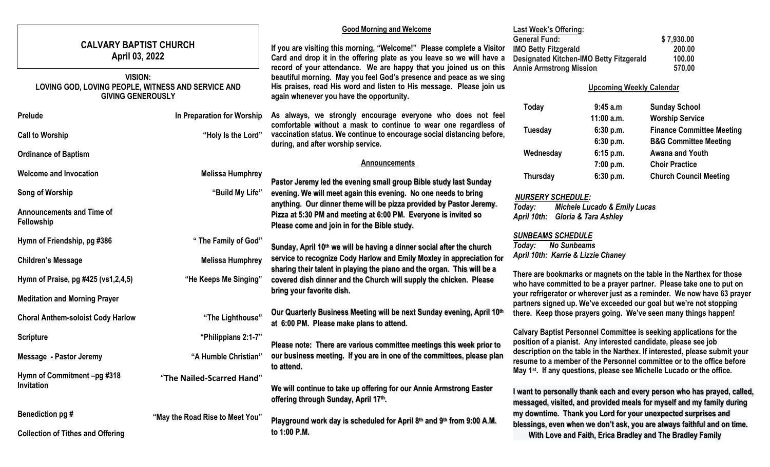# CALVARY BAPTIST CHURCH
## April 03, 2022

**VISION:**
**LOVING GOD, LOVING PEOPLE, WITNESS AND SERVICE AND GIVING GENEROUSLY**

| | |
|---|---|
| Prelude | In Preparation for Worship |
| Call to Worship | "Holy Is the Lord" |
| Ordinance of Baptism | |
| Welcome and Invocation | Melissa Humphrey |
| Song of Worship | "Build My Life" |
| Announcements and Time of Fellowship | |
| Hymn of Friendship, pg #386 | " The Family of God" |
| Children's Message | Melissa Humphrey |
| Hymn of Praise, pg #425 (vs1,2,4,5) | "He Keeps Me Singing" |
| Meditation and Morning Prayer | |
| Choral Anthem-soloist Cody Harlow | "The Lighthouse" |
| Scripture | "Philippians 2:1-7" |
| Message - Pastor Jeremy | "A Humble Christian" |
| Hymn of Commitment –pg #318 Invitation | "The Nailed-Scarred Hand" |
| Benediction pg # | "May the Road Rise to Meet You" |
| Collection of Tithes and Offering | |

**Good Morning and Welcome**

If you are visiting this morning, "Welcome!" Please complete a Visitor Card and drop it in the offering plate as you leave so we will have a record of your attendance. We are happy that you joined us on this beautiful morning. May you feel God's presence and peace as we sing His praises, read His word and listen to His message. Please join us again whenever you have the opportunity.

As always, we strongly encourage everyone who does not feel comfortable without a mask to continue to wear one regardless of vaccination status. We continue to encourage social distancing before, during, and after worship service.

**Announcements**

Pastor Jeremy led the evening small group Bible study last Sunday evening. We will meet again this evening. No one needs to bring anything. Our dinner theme will be pizza provided by Pastor Jeremy. Pizza at 5:30 PM and meeting at 6:00 PM. Everyone is invited so Please come and join in for the Bible study.

Sunday, April 10th we will be having a dinner social after the church service to recognize Cody Harlow and Emily Moxley in appreciation for sharing their talent in playing the piano and the organ. This will be a covered dish dinner and the Church will supply the chicken. Please bring your favorite dish.

Our Quarterly Business Meeting will be next Sunday evening, April 10th at 6:00 PM. Please make plans to attend.

Please note: There are various committee meetings this week prior to our business meeting. If you are in one of the committees, please plan to attend.

We will continue to take up offering for our Annie Armstrong Easter offering through Sunday, April 17th.

Playground work day is scheduled for April 8th and 9th from 9:00 A.M. to 1:00 P.M.

**Last Week's Offering:**

| | |
|---|---|
| General Fund: | $ 7,930.00 |
| IMO Betty Fitzgerald | 200.00 |
| Designated Kitchen-IMO Betty Fitzgerald | 100.00 |
| Annie Armstrong Mission | 570.00 |

**Upcoming Weekly Calendar**

| | | |
|---|---|---|
| Today | 9:45 a.m | Sunday School |
| | 11:00 a.m. | Worship Service |
| Tuesday | 6:30 p.m. | Finance Committee Meeting |
| | 6:30 p.m. | B&G Committee Meeting |
| Wednesday | 6:15 p.m. | Awana and Youth |
| | 7:00 p.m. | Choir Practice |
| Thursday | 6:30 p.m. | Church Council Meeting |

***NURSERY SCHEDULE:***
*Today: Michele Lucado & Emily Lucas*
*April 10th: Gloria & Tara Ashley*

***SUNBEAMS SCHEDULE***
*Today: No Sunbeams*
*April 10th: Karrie & Lizzie Chaney*

There are bookmarks or magnets on the table in the Narthex for those who have committed to be a prayer partner. Please take one to put on your refrigerator or wherever just as a reminder. We now have 63 prayer partners signed up. We've exceeded our goal but we're not stopping there. Keep those prayers going. We've seen many things happen!

Calvary Baptist Personnel Committee is seeking applications for the position of a pianist. Any interested candidate, please see job description on the table in the Narthex. If interested, please submit your resume to a member of the Personnel committee or to the office before May 1st. If any questions, please see Michelle Lucado or the office.

I want to personally thank each and every person who has prayed, called, messaged, visited, and provided meals for myself and my family during my downtime. Thank you Lord for your unexpected surprises and blessings, even when we don't ask, you are always faithful and on time.
With Love and Faith, Erica Bradley and The Bradley Family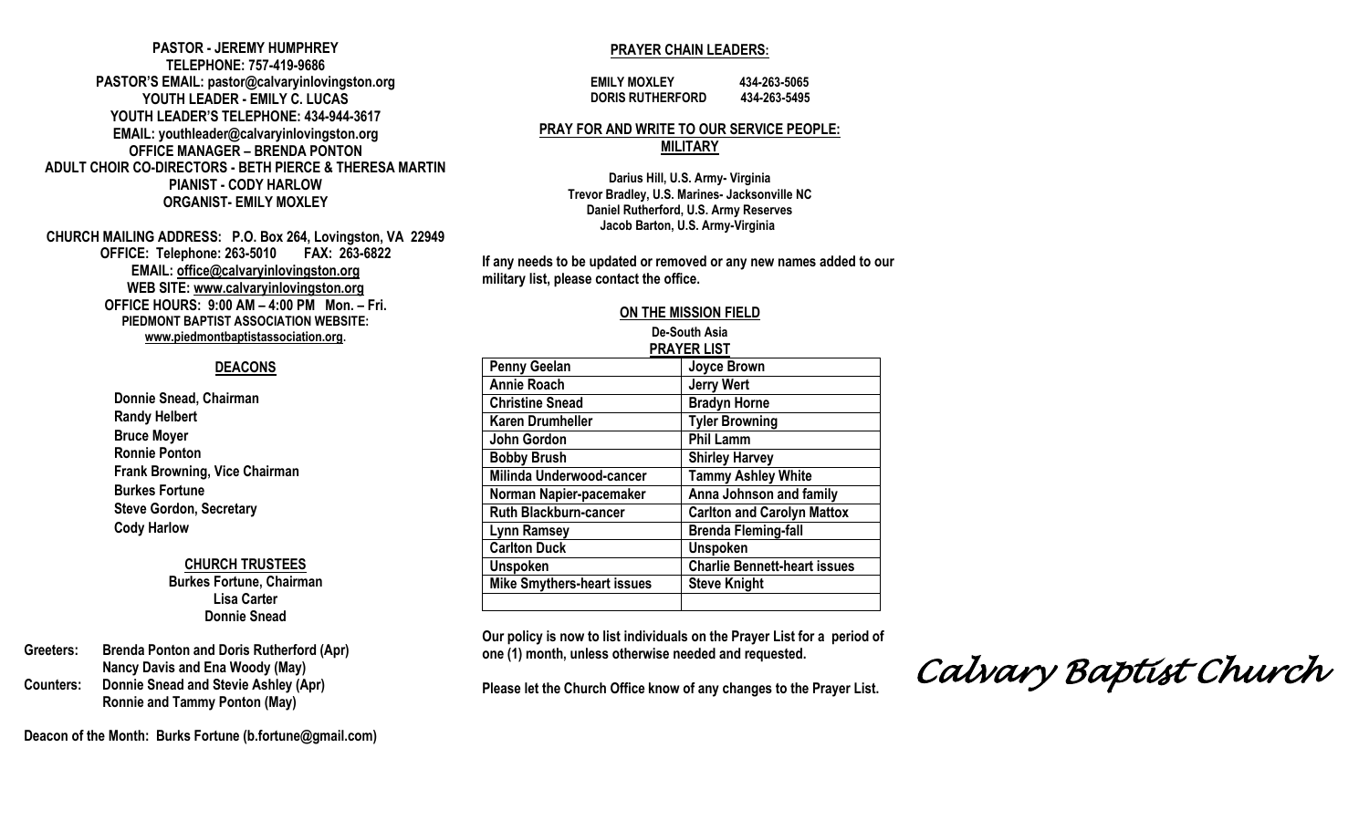**PASTOR - JEREMY HUMPHREY**
**TELEPHONE: 757-419-9686**
**PASTOR'S EMAIL: pastor@calvaryinlovingston.org**
**YOUTH LEADER - EMILY C. LUCAS**
**YOUTH LEADER'S TELEPHONE: 434-944-3617**
**EMAIL: youthleader@calvaryinlovingston.org**
**OFFICE MANAGER – BRENDA PONTON**
**ADULT CHOIR CO-DIRECTORS - BETH PIERCE & THERESA MARTIN**
**PIANIST - CODY HARLOW**
**ORGANIST- EMILY MOXLEY**

**CHURCH MAILING ADDRESS: P.O. Box 264, Lovingston, VA 22949**
**OFFICE: Telephone: 263-5010 FAX: 263-6822**
**EMAIL: office@calvaryinlovingston.org**
**WEB SITE: www.calvaryinlovingston.org**
**OFFICE HOURS: 9:00 AM – 4:00 PM Mon. – Fri.**
**PIEDMONT BAPTIST ASSOCIATION WEBSITE:**
**www.piedmontbaptistassociation.org.**

## DEACONS

**Donnie Snead, Chairman**
**Randy Helbert**
**Bruce Moyer**
**Ronnie Ponton**
**Frank Browning, Vice Chairman**
**Burkes Fortune**
**Steve Gordon, Secretary**
**Cody Harlow**

## CHURCH TRUSTEES

**Burkes Fortune, Chairman**
**Lisa Carter**
**Donnie Snead**

**Greeters:** **Brenda Ponton and Doris Rutherford (Apr)**
**Nancy Davis and Ena Woody (May)**
**Counters:** **Donnie Snead and Stevie Ashley (Apr)**
**Ronnie and Tammy Ponton (May)**

**Deacon of the Month: Burks Fortune (b.fortune@gmail.com)**

## PRAYER CHAIN LEADERS:

**EMILY MOXLEY 434-263-5065**
**DORIS RUTHERFORD 434-263-5495**

## PRAY FOR AND WRITE TO OUR SERVICE PEOPLE:

### MILITARY

**Darius Hill, U.S. Army- Virginia**
**Trevor Bradley, U.S. Marines- Jacksonville NC**
**Daniel Rutherford, U.S. Army Reserves**
**Jacob Barton, U.S. Army-Virginia**

**If any needs to be updated or removed or any new names added to our military list, please contact the office.**

## ON THE MISSION FIELD

**De-South Asia**

## PRAYER LIST

| | |
|---|---|
| Penny Geelan | Joyce Brown |
| Annie Roach | Jerry Wert |
| Christine Snead | Bradyn Horne |
| Karen Drumheller | Tyler Browning |
| John Gordon | Phil Lamm |
| Bobby Brush | Shirley Harvey |
| Milinda Underwood-cancer | Tammy Ashley White |
| Norman Napier-pacemaker | Anna Johnson and family |
| Ruth Blackburn-cancer | Carlton and Carolyn Mattox |
| Lynn Ramsey | Brenda Fleming-fall |
| Carlton Duck | Unspoken |
| Unspoken | Charlie Bennett-heart issues |
| Mike Smythers-heart issues | Steve Knight |
| | |

**Our policy is now to list individuals on the Prayer List for a period of one (1) month, unless otherwise needed and requested.**

**Please let the Church Office know of any changes to the Prayer List.**

# *Calvary Baptist Church*